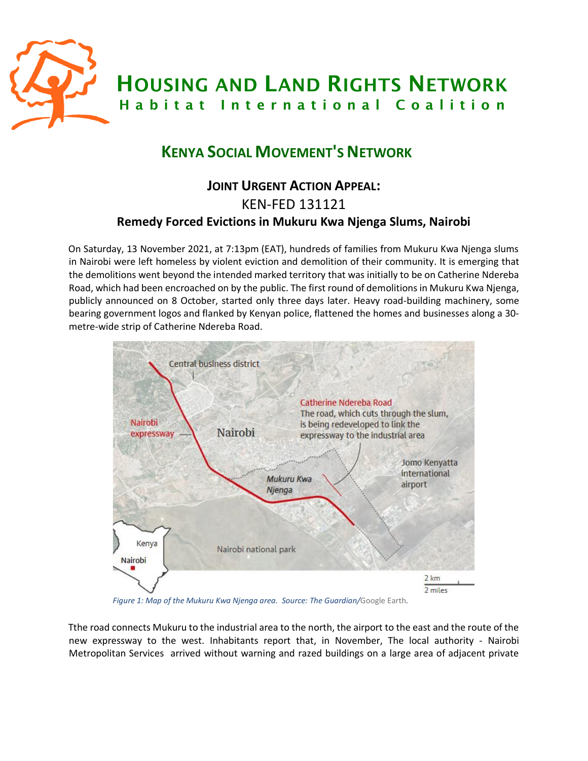# HOUSING AND LAND RIGHTS NETWORK

**Habitat International Coalition**

## KENYA SOCIAL MOVEMENT'S NETWORK

### JOINT URGENT ACTION APPEAL:

KEN-FED 131121

**Remedy Forced Evictions in Mukuru Kwa Njenga Slums, Nairobi**

On Saturday, 13 November 2021, at 7:13pm (EAT), hundreds of families from Mukuru Kwa Njenga slums in Nairobi were left homeless by violent eviction and demolition of their community. It is emerging that the demolitions went beyond the intended marked territory that was initially to be on Catherine Ndereba Road, which had been encroached on by the public. The first round of demolitions in Mukuru Kwa Njenga, publicly announced on 8 October, started only three days later. Heavy road-building machinery, some bearing government logos and flanked by Kenyan police, flattened the homes and businesses along a 30-metre-wide strip of Catherine Ndereba Road.

*Figure 1: Map of the Mukuru Kwa Njenga area. Source: The Guardian/*Google Earth.

Tthe road connects Mukuru to the industrial area to the north, the airport to the east and the route of the new expressway to the west. Inhabitants report that, in November, The local authority - Nairobi Metropolitan Services arrived without warning and razed buildings on a large area of adjacent private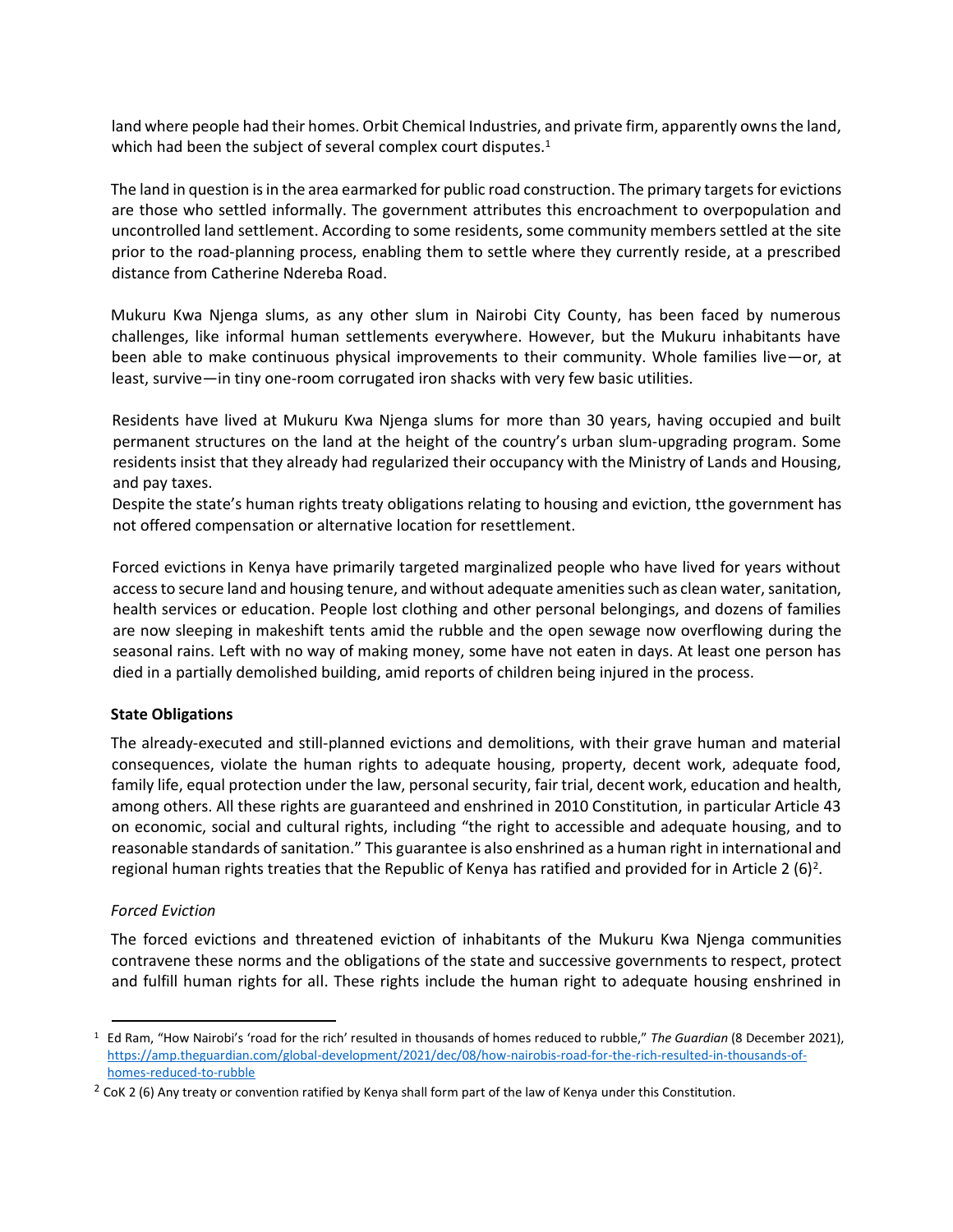land where people had their homes. Orbit Chemical Industries, and private firm, apparently owns the land, which had been the subject of several complex court disputes.[1]

The land in question is in the area earmarked for public road construction. The primary targets for evictions are those who settled informally. The government attributes this encroachment to overpopulation and uncontrolled land settlement. According to some residents, some community members settled at the site prior to the road-planning process, enabling them to settle where they currently reside, at a prescribed distance from Catherine Ndereba Road.

Mukuru Kwa Njenga slums, as any other slum in Nairobi City County, has been faced by numerous challenges, like informal human settlements everywhere. However, but the Mukuru inhabitants have been able to make continuous physical improvements to their community. Whole families live—or, at least, survive—in tiny one-room corrugated iron shacks with very few basic utilities.

Residents have lived at Mukuru Kwa Njenga slums for more than 30 years, having occupied and built permanent structures on the land at the height of the country's urban slum-upgrading program. Some residents insist that they already had regularized their occupancy with the Ministry of Lands and Housing, and pay taxes.

Despite the state's human rights treaty obligations relating to housing and eviction, tthe government has not offered compensation or alternative location for resettlement.

Forced evictions in Kenya have primarily targeted marginalized people who have lived for years without access to secure land and housing tenure, and without adequate amenities such as clean water, sanitation, health services or education. People lost clothing and other personal belongings, and dozens of families are now sleeping in makeshift tents amid the rubble and the open sewage now overflowing during the seasonal rains. Left with no way of making money, some have not eaten in days. At least one person has died in a partially demolished building, amid reports of children being injured in the process.

**State Obligations**

The already-executed and still-planned evictions and demolitions, with their grave human and material consequences, violate the human rights to adequate housing, property, decent work, adequate food, family life, equal protection under the law, personal security, fair trial, decent work, education and health, among others. All these rights are guaranteed and enshrined in 2010 Constitution, in particular Article 43 on economic, social and cultural rights, including "the right to accessible and adequate housing, and to reasonable standards of sanitation." This guarantee is also enshrined as a human right in international and regional human rights treaties that the Republic of Kenya has ratified and provided for in Article 2 (6)[2].

*Forced Eviction*

The forced evictions and threatened eviction of inhabitants of the Mukuru Kwa Njenga communities contravene these norms and the obligations of the state and successive governments to respect, protect and fulfill human rights for all. These rights include the human right to adequate housing enshrined in

---

[1] Ed Ram, "How Nairobi's 'road for the rich' resulted in thousands of homes reduced to rubble," *The Guardian* (8 December 2021), https://amp.theguardian.com/global-development/2021/dec/08/how-nairobis-road-for-the-rich-resulted-in-thousands-of-homes-reduced-to-rubble

[2] CoK 2 (6) Any treaty or convention ratified by Kenya shall form part of the law of Kenya under this Constitution.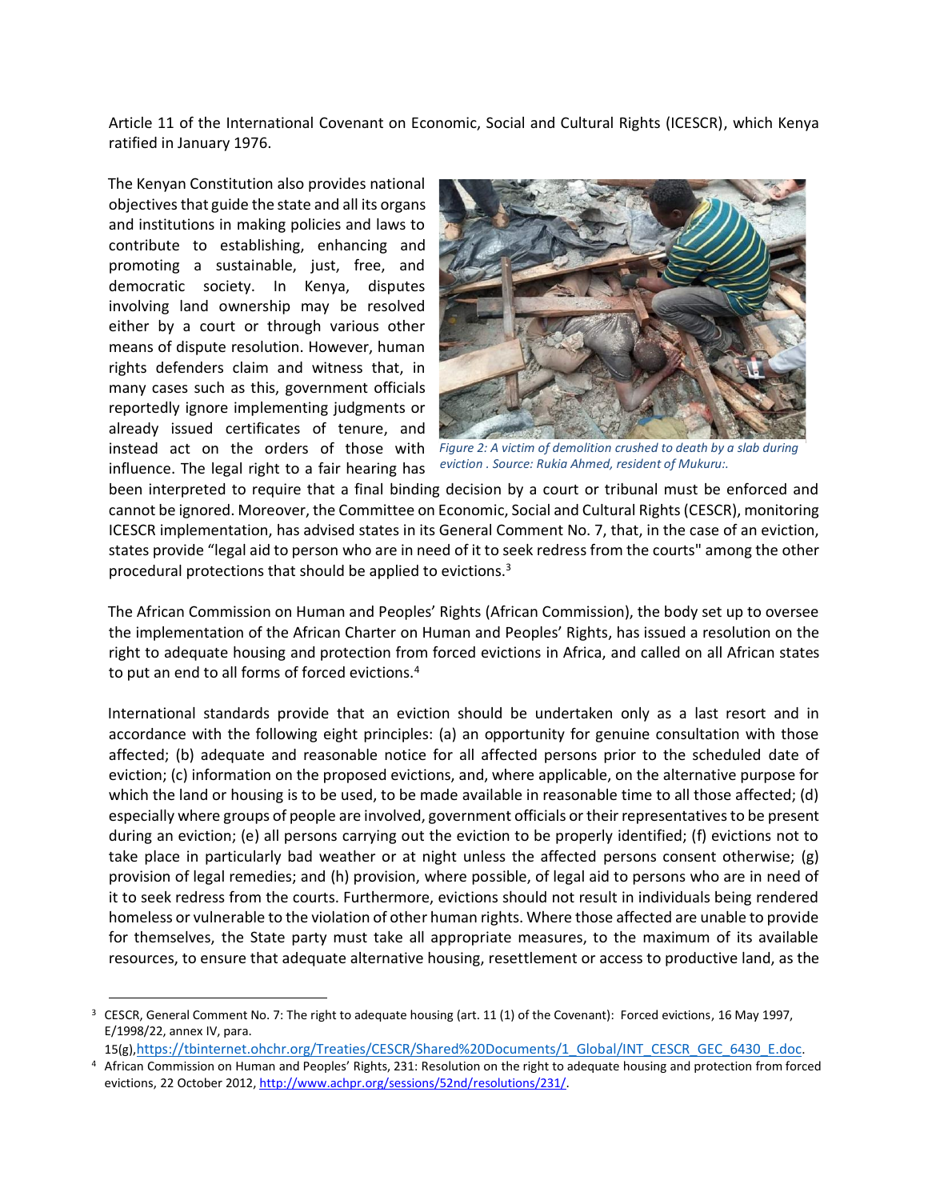Article 11 of the International Covenant on Economic, Social and Cultural Rights (ICESCR), which Kenya ratified in January 1976.

The Kenyan Constitution also provides national objectives that guide the state and all its organs and institutions in making policies and laws to contribute to establishing, enhancing and promoting a sustainable, just, free, and democratic society. In Kenya, disputes involving land ownership may be resolved either by a court or through various other means of dispute resolution. However, human rights defenders claim and witness that, in many cases such as this, government officials reportedly ignore implementing judgments or already issued certificates of tenure, and instead act on the orders of those with influence. The legal right to a fair hearing has been interpreted to require that a final binding decision by a court or tribunal must be enforced and cannot be ignored. Moreover, the Committee on Economic, Social and Cultural Rights (CESCR), monitoring ICESCR implementation, has advised states in its General Comment No. 7, that, in the case of an eviction, states provide "legal aid to person who are in need of it to seek redress from the courts" among the other procedural protections that should be applied to evictions.[3]

*Figure 2: A victim of demolition crushed to death by a slab during eviction . Source: Rukia Ahmed, resident of Mukuru:.*

The African Commission on Human and Peoples' Rights (African Commission), the body set up to oversee the implementation of the African Charter on Human and Peoples' Rights, has issued a resolution on the right to adequate housing and protection from forced evictions in Africa, and called on all African states to put an end to all forms of forced evictions.[4]

International standards provide that an eviction should be undertaken only as a last resort and in accordance with the following eight principles: (a) an opportunity for genuine consultation with those affected; (b) adequate and reasonable notice for all affected persons prior to the scheduled date of eviction; (c) information on the proposed evictions, and, where applicable, on the alternative purpose for which the land or housing is to be used, to be made available in reasonable time to all those affected; (d) especially where groups of people are involved, government officials or their representatives to be present during an eviction; (e) all persons carrying out the eviction to be properly identified; (f) evictions not to take place in particularly bad weather or at night unless the affected persons consent otherwise; (g) provision of legal remedies; and (h) provision, where possible, of legal aid to persons who are in need of it to seek redress from the courts. Furthermore, evictions should not result in individuals being rendered homeless or vulnerable to the violation of other human rights. Where those affected are unable to provide for themselves, the State party must take all appropriate measures, to the maximum of its available resources, to ensure that adequate alternative housing, resettlement or access to productive land, as the

---

[3] CESCR, General Comment No. 7: The right to adequate housing (art. 11 (1) of the Covenant): Forced evictions, 16 May 1997, E/1998/22, annex IV, para. 15(g),https://tbinternet.ohchr.org/Treaties/CESCR/Shared%20Documents/1_Global/INT_CESCR_GEC_6430_E.doc.

[4] African Commission on Human and Peoples' Rights, 231: Resolution on the right to adequate housing and protection from forced evictions, 22 October 2012, http://www.achpr.org/sessions/52nd/resolutions/231/.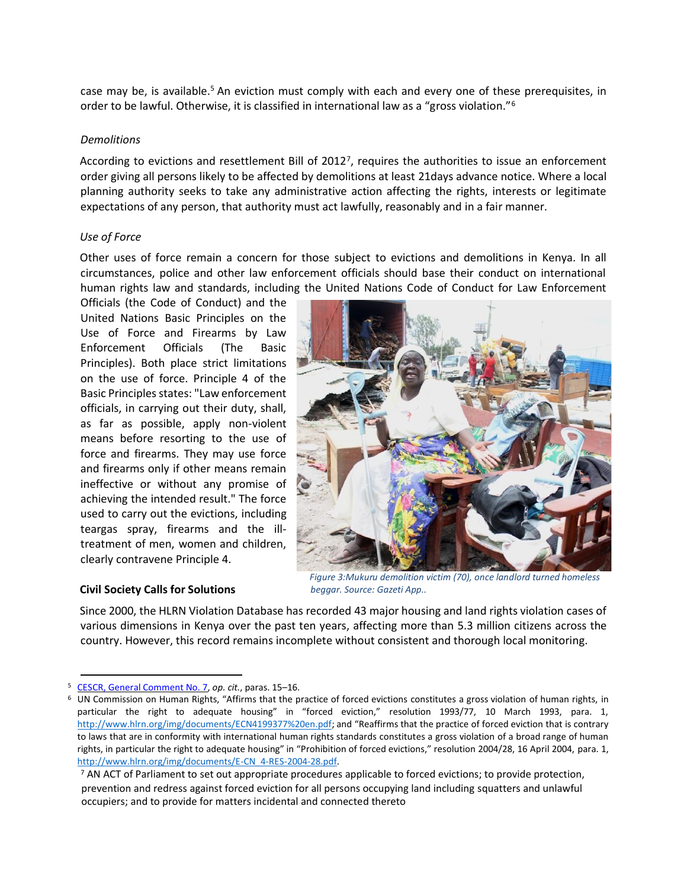case may be, is available.[5] An eviction must comply with each and every one of these prerequisites, in order to be lawful. Otherwise, it is classified in international law as a "gross violation."[6]

*Demolitions*

According to evictions and resettlement Bill of 2012[7], requires the authorities to issue an enforcement order giving all persons likely to be affected by demolitions at least 21days advance notice. Where a local planning authority seeks to take any administrative action affecting the rights, interests or legitimate expectations of any person, that authority must act lawfully, reasonably and in a fair manner.

*Use of Force*

Other uses of force remain a concern for those subject to evictions and demolitions in Kenya. In all circumstances, police and other law enforcement officials should base their conduct on international human rights law and standards, including the United Nations Code of Conduct for Law Enforcement Officials (the Code of Conduct) and the United Nations Basic Principles on the Use of Force and Firearms by Law Enforcement Officials (The Basic Principles). Both place strict limitations on the use of force. Principle 4 of the Basic Principles states: "Law enforcement officials, in carrying out their duty, shall, as far as possible, apply non-violent means before resorting to the use of force and firearms. They may use force and firearms only if other means remain ineffective or without any promise of achieving the intended result." The force used to carry out the evictions, including teargas spray, firearms and the ill-treatment of men, women and children, clearly contravene Principle 4.

*Figure 3:Mukuru demolition victim (70), once landlord turned homeless beggar. Source: Gazeti App..*

**Civil Society Calls for Solutions**

Since 2000, the HLRN Violation Database has recorded 43 major housing and land rights violation cases of various dimensions in Kenya over the past ten years, affecting more than 5.3 million citizens across the country. However, this record remains incomplete without consistent and thorough local monitoring.

---

[5] CESCR, General Comment No. 7, *op. cit.*, paras. 15–16.

[6] UN Commission on Human Rights, "Affirms that the practice of forced evictions constitutes a gross violation of human rights, in particular the right to adequate housing" in "forced eviction," resolution 1993/77, 10 March 1993, para. 1, http://www.hlrn.org/img/documents/ECN4199377%20en.pdf; and "Reaffirms that the practice of forced eviction that is contrary to laws that are in conformity with international human rights standards constitutes a gross violation of a broad range of human rights, in particular the right to adequate housing" in "Prohibition of forced evictions," resolution 2004/28, 16 April 2004, para. 1, http://www.hlrn.org/img/documents/E-CN_4-RES-2004-28.pdf.

[7] AN ACT of Parliament to set out appropriate procedures applicable to forced evictions; to provide protection, prevention and redress against forced eviction for all persons occupying land including squatters and unlawful occupiers; and to provide for matters incidental and connected thereto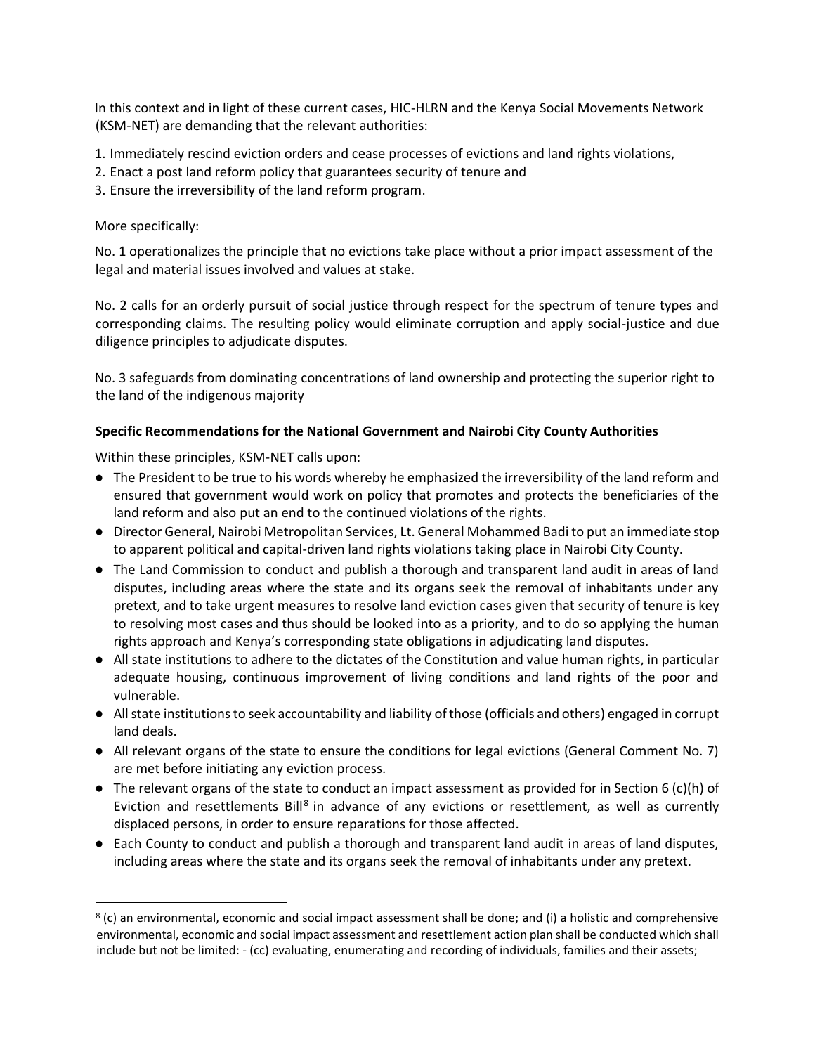In this context and in light of these current cases, HIC-HLRN and the Kenya Social Movements Network (KSM-NET) are demanding that the relevant authorities:

1. Immediately rescind eviction orders and cease processes of evictions and land rights violations,
2. Enact a post land reform policy that guarantees security of tenure and
3. Ensure the irreversibility of the land reform program.

More specifically:

No. 1 operationalizes the principle that no evictions take place without a prior impact assessment of the legal and material issues involved and values at stake.

No. 2 calls for an orderly pursuit of social justice through respect for the spectrum of tenure types and corresponding claims. The resulting policy would eliminate corruption and apply social-justice and due diligence principles to adjudicate disputes.

No. 3 safeguards from dominating concentrations of land ownership and protecting the superior right to the land of the indigenous majority

**Specific Recommendations for the National Government and Nairobi City County Authorities**

Within these principles, KSM-NET calls upon:

- The President to be true to his words whereby he emphasized the irreversibility of the land reform and ensured that government would work on policy that promotes and protects the beneficiaries of the land reform and also put an end to the continued violations of the rights.
- Director General, Nairobi Metropolitan Services, Lt. General Mohammed Badi to put an immediate stop to apparent political and capital-driven land rights violations taking place in Nairobi City County.
- The Land Commission to conduct and publish a thorough and transparent land audit in areas of land disputes, including areas where the state and its organs seek the removal of inhabitants under any pretext, and to take urgent measures to resolve land eviction cases given that security of tenure is key to resolving most cases and thus should be looked into as a priority, and to do so applying the human rights approach and Kenya's corresponding state obligations in adjudicating land disputes.
- All state institutions to adhere to the dictates of the Constitution and value human rights, in particular adequate housing, continuous improvement of living conditions and land rights of the poor and vulnerable.
- All state institutions to seek accountability and liability of those (officials and others) engaged in corrupt land deals.
- All relevant organs of the state to ensure the conditions for legal evictions (General Comment No. 7) are met before initiating any eviction process.
- The relevant organs of the state to conduct an impact assessment as provided for in Section 6 (c)(h) of Eviction and resettlements Bill[8] in advance of any evictions or resettlement, as well as currently displaced persons, in order to ensure reparations for those affected.
- Each County to conduct and publish a thorough and transparent land audit in areas of land disputes, including areas where the state and its organs seek the removal of inhabitants under any pretext.

---

[8] (c) an environmental, economic and social impact assessment shall be done; and (i) a holistic and comprehensive environmental, economic and social impact assessment and resettlement action plan shall be conducted which shall include but not be limited: - (cc) evaluating, enumerating and recording of individuals, families and their assets;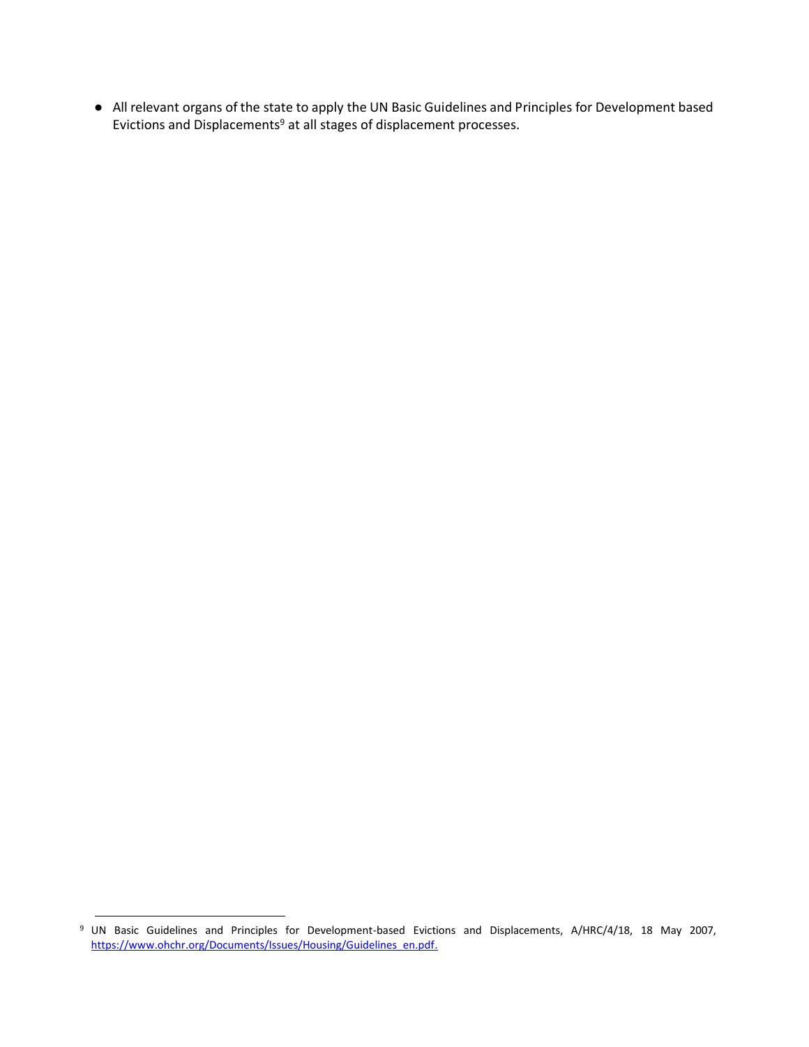- All relevant organs of the state to apply the UN Basic Guidelines and Principles for Development based Evictions and Displacements[9] at all stages of displacement processes.

---

[9] UN Basic Guidelines and Principles for Development-based Evictions and Displacements, A/HRC/4/18, 18 May 2007, https://www.ohchr.org/Documents/Issues/Housing/Guidelines_en.pdf.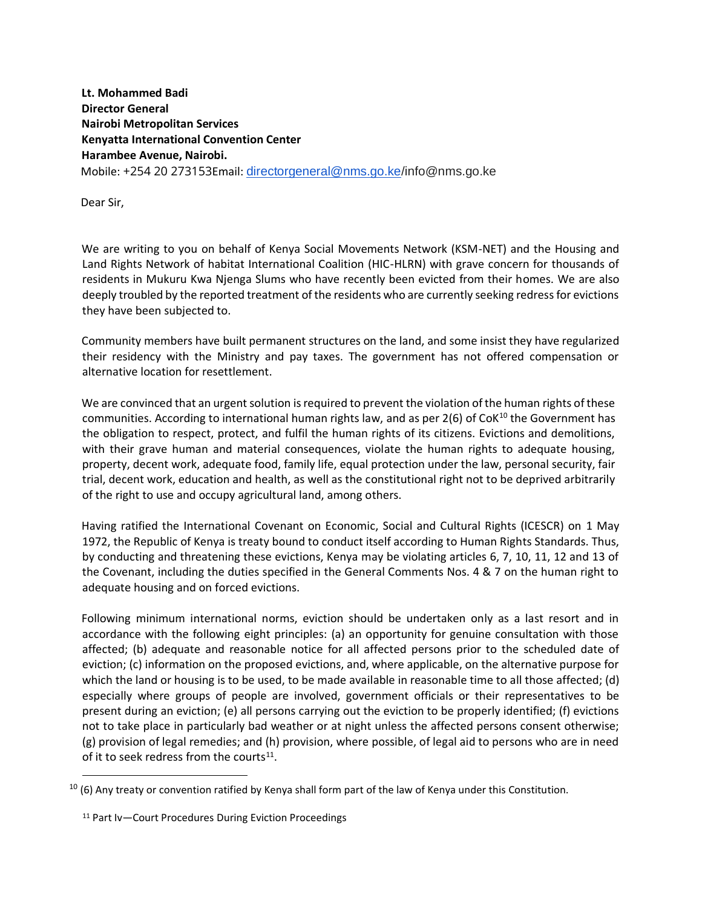**Lt. Mohammed Badi**
**Director General**
**Nairobi Metropolitan Services**
**Kenyatta International Convention Center**
**Harambee Avenue, Nairobi.**
Mobile: +254 20 273153Email: directorgeneral@nms.go.ke/info@nms.go.ke

Dear Sir,

We are writing to you on behalf of Kenya Social Movements Network (KSM-NET) and the Housing and Land Rights Network of habitat International Coalition (HIC-HLRN) with grave concern for thousands of residents in Mukuru Kwa Njenga Slums who have recently been evicted from their homes. We are also deeply troubled by the reported treatment of the residents who are currently seeking redress for evictions they have been subjected to.

Community members have built permanent structures on the land, and some insist they have regularized their residency with the Ministry and pay taxes. The government has not offered compensation or alternative location for resettlement.

We are convinced that an urgent solution is required to prevent the violation of the human rights of these communities. According to international human rights law, and as per 2(6) of CoK[10] the Government has the obligation to respect, protect, and fulfil the human rights of its citizens. Evictions and demolitions, with their grave human and material consequences, violate the human rights to adequate housing, property, decent work, adequate food, family life, equal protection under the law, personal security, fair trial, decent work, education and health, as well as the constitutional right not to be deprived arbitrarily of the right to use and occupy agricultural land, among others.

Having ratified the International Covenant on Economic, Social and Cultural Rights (ICESCR) on 1 May 1972, the Republic of Kenya is treaty bound to conduct itself according to Human Rights Standards. Thus, by conducting and threatening these evictions, Kenya may be violating articles 6, 7, 10, 11, 12 and 13 of the Covenant, including the duties specified in the General Comments Nos. 4 & 7 on the human right to adequate housing and on forced evictions.

Following minimum international norms, eviction should be undertaken only as a last resort and in accordance with the following eight principles: (a) an opportunity for genuine consultation with those affected; (b) adequate and reasonable notice for all affected persons prior to the scheduled date of eviction; (c) information on the proposed evictions, and, where applicable, on the alternative purpose for which the land or housing is to be used, to be made available in reasonable time to all those affected; (d) especially where groups of people are involved, government officials or their representatives to be present during an eviction; (e) all persons carrying out the eviction to be properly identified; (f) evictions not to take place in particularly bad weather or at night unless the affected persons consent otherwise; (g) provision of legal remedies; and (h) provision, where possible, of legal aid to persons who are in need of it to seek redress from the courts[11].

---

[10] (6) Any treaty or convention ratified by Kenya shall form part of the law of Kenya under this Constitution.

[11] Part Iv—Court Procedures During Eviction Proceedings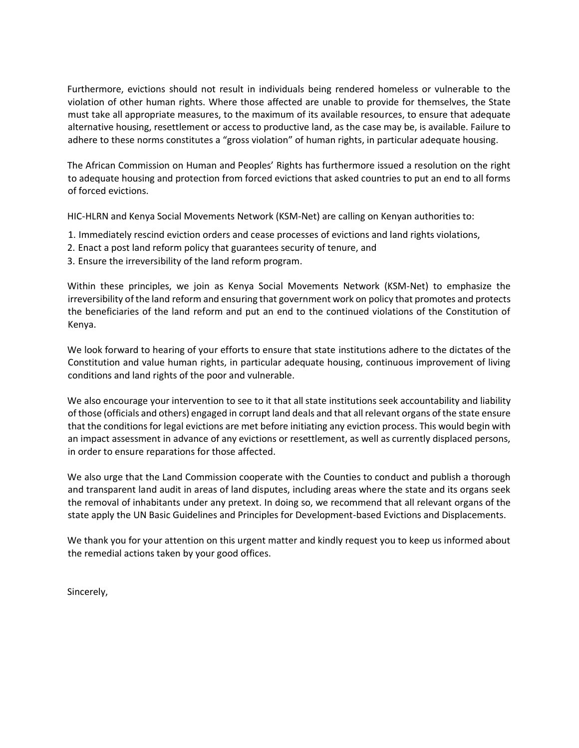Furthermore, evictions should not result in individuals being rendered homeless or vulnerable to the violation of other human rights. Where those affected are unable to provide for themselves, the State must take all appropriate measures, to the maximum of its available resources, to ensure that adequate alternative housing, resettlement or access to productive land, as the case may be, is available. Failure to adhere to these norms constitutes a "gross violation" of human rights, in particular adequate housing.

The African Commission on Human and Peoples' Rights has furthermore issued a resolution on the right to adequate housing and protection from forced evictions that asked countries to put an end to all forms of forced evictions.

HIC-HLRN and Kenya Social Movements Network (KSM-Net) are calling on Kenyan authorities to:

1. Immediately rescind eviction orders and cease processes of evictions and land rights violations,
2. Enact a post land reform policy that guarantees security of tenure, and
3. Ensure the irreversibility of the land reform program.

Within these principles, we join as Kenya Social Movements Network (KSM-Net) to emphasize the irreversibility of the land reform and ensuring that government work on policy that promotes and protects the beneficiaries of the land reform and put an end to the continued violations of the Constitution of Kenya.

We look forward to hearing of your efforts to ensure that state institutions adhere to the dictates of the Constitution and value human rights, in particular adequate housing, continuous improvement of living conditions and land rights of the poor and vulnerable.

We also encourage your intervention to see to it that all state institutions seek accountability and liability of those (officials and others) engaged in corrupt land deals and that all relevant organs of the state ensure that the conditions for legal evictions are met before initiating any eviction process. This would begin with an impact assessment in advance of any evictions or resettlement, as well as currently displaced persons, in order to ensure reparations for those affected.

We also urge that the Land Commission cooperate with the Counties to conduct and publish a thorough and transparent land audit in areas of land disputes, including areas where the state and its organs seek the removal of inhabitants under any pretext. In doing so, we recommend that all relevant organs of the state apply the UN Basic Guidelines and Principles for Development-based Evictions and Displacements.

We thank you for your attention on this urgent matter and kindly request you to keep us informed about the remedial actions taken by your good offices.

Sincerely,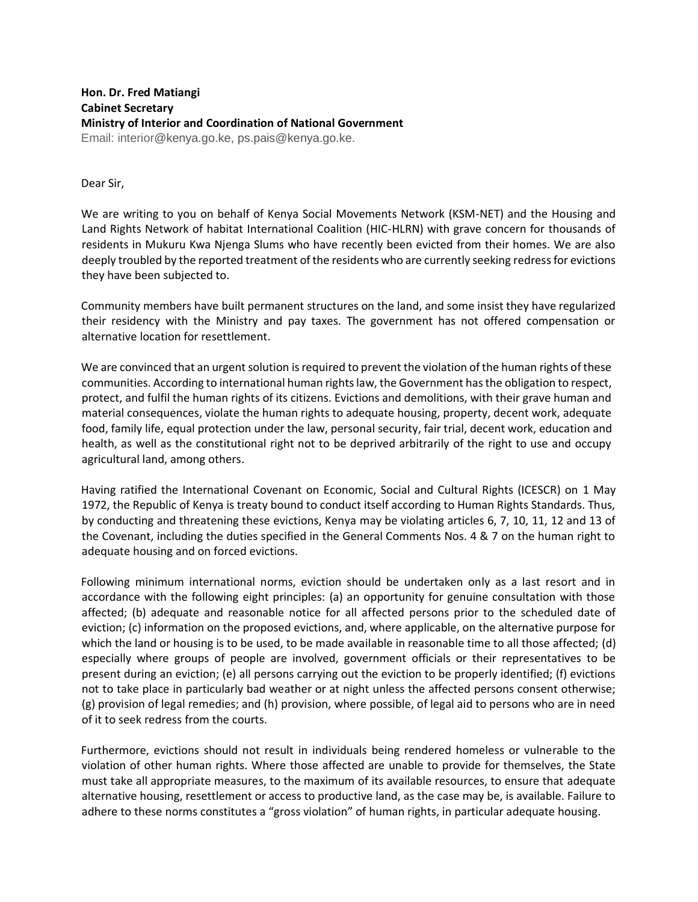**Hon. Dr. Fred Matiangi**
**Cabinet Secretary**
**Ministry of Interior and Coordination of National Government**
Email: interior@kenya.go.ke, ps.pais@kenya.go.ke.

Dear Sir,

We are writing to you on behalf of Kenya Social Movements Network (KSM-NET) and the Housing and Land Rights Network of habitat International Coalition (HIC-HLRN) with grave concern for thousands of residents in Mukuru Kwa Njenga Slums who have recently been evicted from their homes. We are also deeply troubled by the reported treatment of the residents who are currently seeking redress for evictions they have been subjected to.

Community members have built permanent structures on the land, and some insist they have regularized their residency with the Ministry and pay taxes. The government has not offered compensation or alternative location for resettlement.

We are convinced that an urgent solution is required to prevent the violation of the human rights of these communities. According to international human rights law, the Government has the obligation to respect, protect, and fulfil the human rights of its citizens. Evictions and demolitions, with their grave human and material consequences, violate the human rights to adequate housing, property, decent work, adequate food, family life, equal protection under the law, personal security, fair trial, decent work, education and health, as well as the constitutional right not to be deprived arbitrarily of the right to use and occupy agricultural land, among others.

Having ratified the International Covenant on Economic, Social and Cultural Rights (ICESCR) on 1 May 1972, the Republic of Kenya is treaty bound to conduct itself according to Human Rights Standards. Thus, by conducting and threatening these evictions, Kenya may be violating articles 6, 7, 10, 11, 12 and 13 of the Covenant, including the duties specified in the General Comments Nos. 4 & 7 on the human right to adequate housing and on forced evictions.

Following minimum international norms, eviction should be undertaken only as a last resort and in accordance with the following eight principles: (a) an opportunity for genuine consultation with those affected; (b) adequate and reasonable notice for all affected persons prior to the scheduled date of eviction; (c) information on the proposed evictions, and, where applicable, on the alternative purpose for which the land or housing is to be used, to be made available in reasonable time to all those affected; (d) especially where groups of people are involved, government officials or their representatives to be present during an eviction; (e) all persons carrying out the eviction to be properly identified; (f) evictions not to take place in particularly bad weather or at night unless the affected persons consent otherwise; (g) provision of legal remedies; and (h) provision, where possible, of legal aid to persons who are in need of it to seek redress from the courts.

Furthermore, evictions should not result in individuals being rendered homeless or vulnerable to the violation of other human rights. Where those affected are unable to provide for themselves, the State must take all appropriate measures, to the maximum of its available resources, to ensure that adequate alternative housing, resettlement or access to productive land, as the case may be, is available. Failure to adhere to these norms constitutes a "gross violation" of human rights, in particular adequate housing.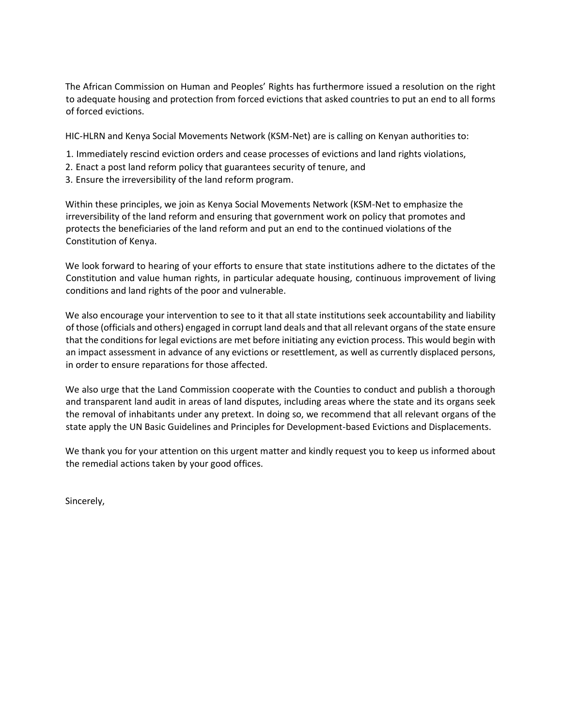The African Commission on Human and Peoples' Rights has furthermore issued a resolution on the right to adequate housing and protection from forced evictions that asked countries to put an end to all forms of forced evictions.

HIC-HLRN and Kenya Social Movements Network (KSM-Net) are is calling on Kenyan authorities to:

1. Immediately rescind eviction orders and cease processes of evictions and land rights violations,
2. Enact a post land reform policy that guarantees security of tenure, and
3. Ensure the irreversibility of the land reform program.

Within these principles, we join as Kenya Social Movements Network (KSM-Net to emphasize the irreversibility of the land reform and ensuring that government work on policy that promotes and protects the beneficiaries of the land reform and put an end to the continued violations of the Constitution of Kenya.

We look forward to hearing of your efforts to ensure that state institutions adhere to the dictates of the Constitution and value human rights, in particular adequate housing, continuous improvement of living conditions and land rights of the poor and vulnerable.

We also encourage your intervention to see to it that all state institutions seek accountability and liability of those (officials and others) engaged in corrupt land deals and that all relevant organs of the state ensure that the conditions for legal evictions are met before initiating any eviction process. This would begin with an impact assessment in advance of any evictions or resettlement, as well as currently displaced persons, in order to ensure reparations for those affected.

We also urge that the Land Commission cooperate with the Counties to conduct and publish a thorough and transparent land audit in areas of land disputes, including areas where the state and its organs seek the removal of inhabitants under any pretext. In doing so, we recommend that all relevant organs of the state apply the UN Basic Guidelines and Principles for Development-based Evictions and Displacements.

We thank you for your attention on this urgent matter and kindly request you to keep us informed about the remedial actions taken by your good offices.

Sincerely,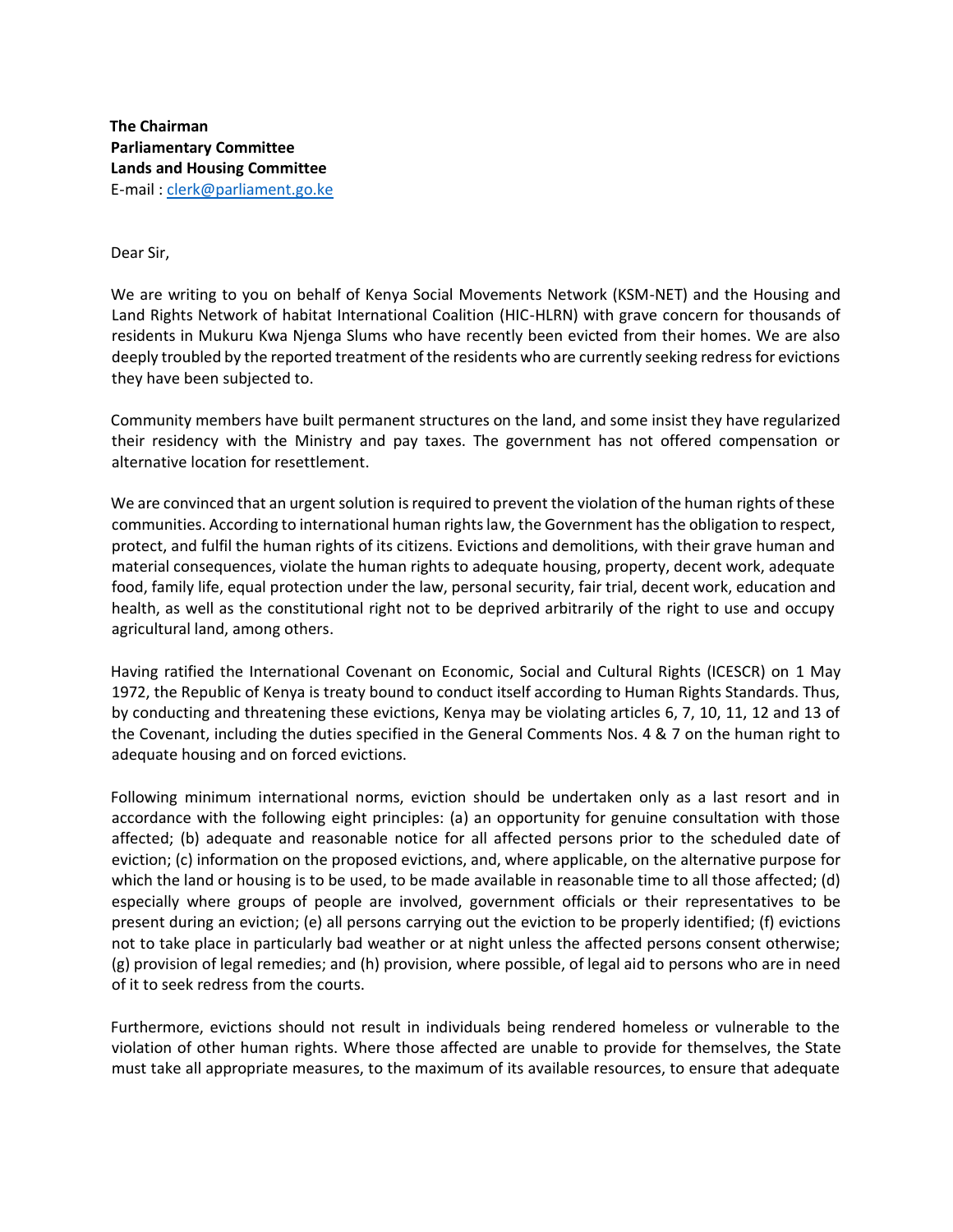**The Chairman**
**Parliamentary Committee**
**Lands and Housing Committee**
E-mail : [clerk@parliament.go.ke](mailto:clerk@parliament.go.ke)

Dear Sir,

We are writing to you on behalf of Kenya Social Movements Network (KSM-NET) and the Housing and Land Rights Network of habitat International Coalition (HIC-HLRN) with grave concern for thousands of residents in Mukuru Kwa Njenga Slums who have recently been evicted from their homes. We are also deeply troubled by the reported treatment of the residents who are currently seeking redress for evictions they have been subjected to.

Community members have built permanent structures on the land, and some insist they have regularized their residency with the Ministry and pay taxes. The government has not offered compensation or alternative location for resettlement.

We are convinced that an urgent solution is required to prevent the violation of the human rights of these communities. According to international human rights law, the Government has the obligation to respect, protect, and fulfil the human rights of its citizens. Evictions and demolitions, with their grave human and material consequences, violate the human rights to adequate housing, property, decent work, adequate food, family life, equal protection under the law, personal security, fair trial, decent work, education and health, as well as the constitutional right not to be deprived arbitrarily of the right to use and occupy agricultural land, among others.

Having ratified the International Covenant on Economic, Social and Cultural Rights (ICESCR) on 1 May 1972, the Republic of Kenya is treaty bound to conduct itself according to Human Rights Standards. Thus, by conducting and threatening these evictions, Kenya may be violating articles 6, 7, 10, 11, 12 and 13 of the Covenant, including the duties specified in the General Comments Nos. 4 & 7 on the human right to adequate housing and on forced evictions.

Following minimum international norms, eviction should be undertaken only as a last resort and in accordance with the following eight principles: (a) an opportunity for genuine consultation with those affected; (b) adequate and reasonable notice for all affected persons prior to the scheduled date of eviction; (c) information on the proposed evictions, and, where applicable, on the alternative purpose for which the land or housing is to be used, to be made available in reasonable time to all those affected; (d) especially where groups of people are involved, government officials or their representatives to be present during an eviction; (e) all persons carrying out the eviction to be properly identified; (f) evictions not to take place in particularly bad weather or at night unless the affected persons consent otherwise; (g) provision of legal remedies; and (h) provision, where possible, of legal aid to persons who are in need of it to seek redress from the courts.

Furthermore, evictions should not result in individuals being rendered homeless or vulnerable to the violation of other human rights. Where those affected are unable to provide for themselves, the State must take all appropriate measures, to the maximum of its available resources, to ensure that adequate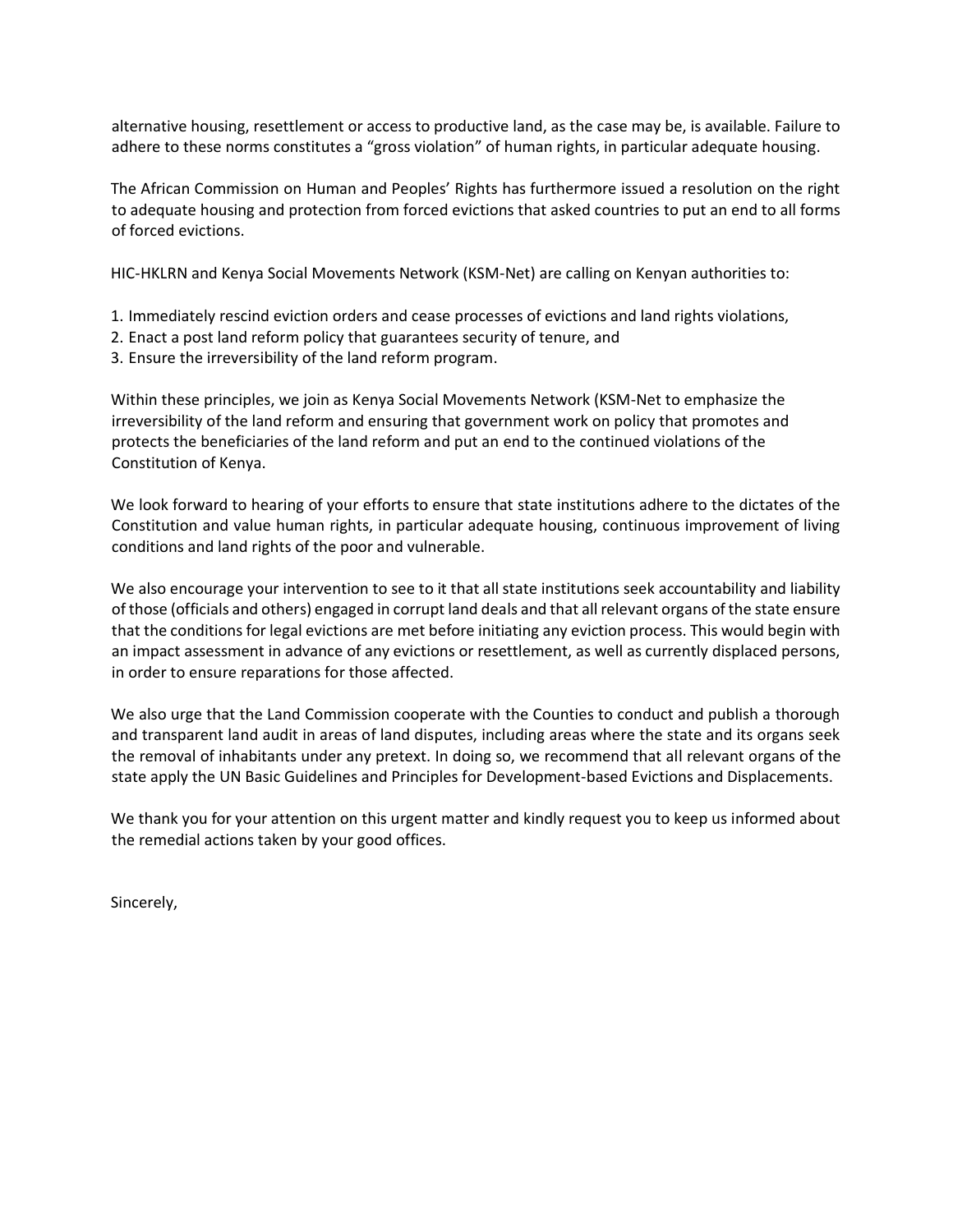alternative housing, resettlement or access to productive land, as the case may be, is available. Failure to adhere to these norms constitutes a "gross violation" of human rights, in particular adequate housing.

The African Commission on Human and Peoples' Rights has furthermore issued a resolution on the right to adequate housing and protection from forced evictions that asked countries to put an end to all forms of forced evictions.

HIC-HKLRN and Kenya Social Movements Network (KSM-Net) are calling on Kenyan authorities to:

1. Immediately rescind eviction orders and cease processes of evictions and land rights violations,
2. Enact a post land reform policy that guarantees security of tenure, and
3. Ensure the irreversibility of the land reform program.

Within these principles, we join as Kenya Social Movements Network (KSM-Net to emphasize the irreversibility of the land reform and ensuring that government work on policy that promotes and protects the beneficiaries of the land reform and put an end to the continued violations of the Constitution of Kenya.

We look forward to hearing of your efforts to ensure that state institutions adhere to the dictates of the Constitution and value human rights, in particular adequate housing, continuous improvement of living conditions and land rights of the poor and vulnerable.

We also encourage your intervention to see to it that all state institutions seek accountability and liability of those (officials and others) engaged in corrupt land deals and that all relevant organs of the state ensure that the conditions for legal evictions are met before initiating any eviction process. This would begin with an impact assessment in advance of any evictions or resettlement, as well as currently displaced persons, in order to ensure reparations for those affected.

We also urge that the Land Commission cooperate with the Counties to conduct and publish a thorough and transparent land audit in areas of land disputes, including areas where the state and its organs seek the removal of inhabitants under any pretext. In doing so, we recommend that all relevant organs of the state apply the UN Basic Guidelines and Principles for Development-based Evictions and Displacements.

We thank you for your attention on this urgent matter and kindly request you to keep us informed about the remedial actions taken by your good offices.

Sincerely,